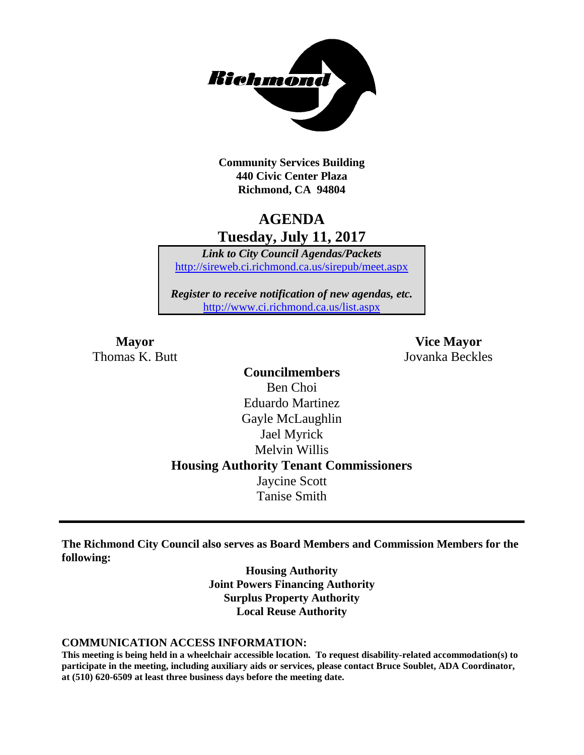**Community Services Building**
**440 Civic Center Plaza**
**Richmond, CA 94804**

# AGENDA
## Tuesday, July 11, 2017

***Link to City Council Agendas/Packets***
http://sireweb.ci.richmond.ca.us/sirepub/meet.aspx

***Register to receive notification of new agendas, etc.***
http://www.ci.richmond.ca.us/list.aspx

**Mayor**
Thomas K. Butt

**Vice Mayor**
Jovanka Beckles

**Councilmembers**
Ben Choi
Eduardo Martinez
Gayle McLaughlin
Jael Myrick
Melvin Willis

**Housing Authority Tenant Commissioners**
Jaycine Scott
Tanise Smith

---

**The Richmond City Council also serves as Board Members and Commission Members for the following:**

**Housing Authority**
**Joint Powers Financing Authority**
**Surplus Property Authority**
**Local Reuse Authority**

**COMMUNICATION ACCESS INFORMATION:**

**This meeting is being held in a wheelchair accessible location. To request disability-related accommodation(s) to participate in the meeting, including auxiliary aids or services, please contact Bruce Soublet, ADA Coordinator, at (510) 620-6509 at least three business days before the meeting date.**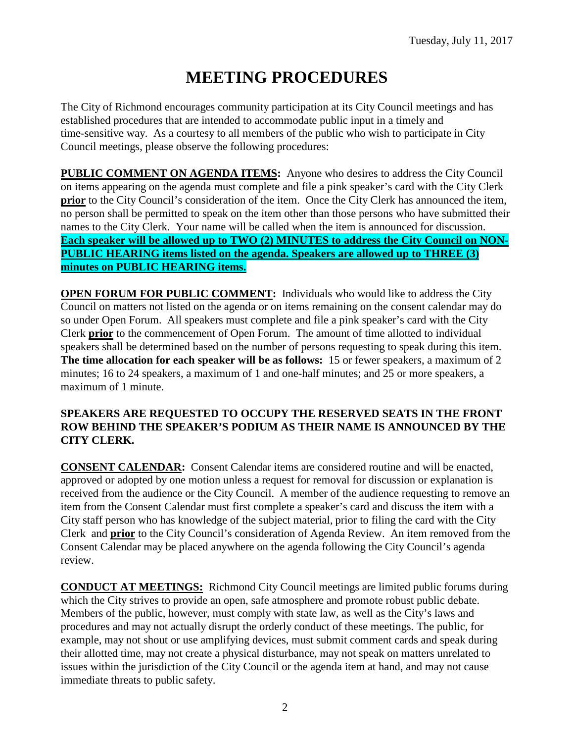Tuesday, July 11, 2017

# MEETING PROCEDURES

The City of Richmond encourages community participation at its City Council meetings and has established procedures that are intended to accommodate public input in a timely and time-sensitive way. As a courtesy to all members of the public who wish to participate in City Council meetings, please observe the following procedures:

**PUBLIC COMMENT ON AGENDA ITEMS:** Anyone who desires to address the City Council on items appearing on the agenda must complete and file a pink speaker's card with the City Clerk **prior** to the City Council's consideration of the item. Once the City Clerk has announced the item, no person shall be permitted to speak on the item other than those persons who have submitted their names to the City Clerk. Your name will be called when the item is announced for discussion. **Each speaker will be allowed up to TWO (2) MINUTES to address the City Council on NON-PUBLIC HEARING items listed on the agenda. Speakers are allowed up to THREE (3) minutes on PUBLIC HEARING items.**

**OPEN FORUM FOR PUBLIC COMMENT:** Individuals who would like to address the City Council on matters not listed on the agenda or on items remaining on the consent calendar may do so under Open Forum. All speakers must complete and file a pink speaker's card with the City Clerk **prior** to the commencement of Open Forum. The amount of time allotted to individual speakers shall be determined based on the number of persons requesting to speak during this item. **The time allocation for each speaker will be as follows:** 15 or fewer speakers, a maximum of 2 minutes; 16 to 24 speakers, a maximum of 1 and one-half minutes; and 25 or more speakers, a maximum of 1 minute.

**SPEAKERS ARE REQUESTED TO OCCUPY THE RESERVED SEATS IN THE FRONT ROW BEHIND THE SPEAKER'S PODIUM AS THEIR NAME IS ANNOUNCED BY THE CITY CLERK.**

**CONSENT CALENDAR:** Consent Calendar items are considered routine and will be enacted, approved or adopted by one motion unless a request for removal for discussion or explanation is received from the audience or the City Council. A member of the audience requesting to remove an item from the Consent Calendar must first complete a speaker's card and discuss the item with a City staff person who has knowledge of the subject material, prior to filing the card with the City Clerk and **prior** to the City Council's consideration of Agenda Review. An item removed from the Consent Calendar may be placed anywhere on the agenda following the City Council's agenda review.

**CONDUCT AT MEETINGS:** Richmond City Council meetings are limited public forums during which the City strives to provide an open, safe atmosphere and promote robust public debate. Members of the public, however, must comply with state law, as well as the City's laws and procedures and may not actually disrupt the orderly conduct of these meetings. The public, for example, may not shout or use amplifying devices, must submit comment cards and speak during their allotted time, may not create a physical disturbance, may not speak on matters unrelated to issues within the jurisdiction of the City Council or the agenda item at hand, and may not cause immediate threats to public safety.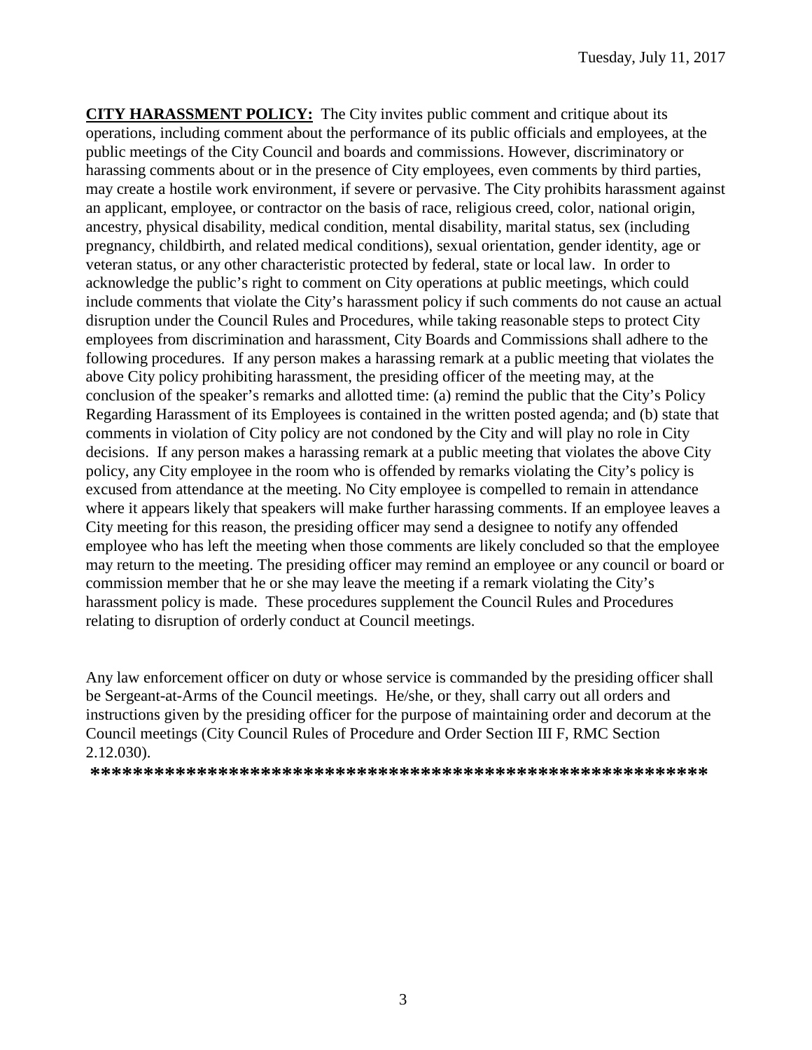**CITY HARASSMENT POLICY:** The City invites public comment and critique about its operations, including comment about the performance of its public officials and employees, at the public meetings of the City Council and boards and commissions. However, discriminatory or harassing comments about or in the presence of City employees, even comments by third parties, may create a hostile work environment, if severe or pervasive. The City prohibits harassment against an applicant, employee, or contractor on the basis of race, religious creed, color, national origin, ancestry, physical disability, medical condition, mental disability, marital status, sex (including pregnancy, childbirth, and related medical conditions), sexual orientation, gender identity, age or veteran status, or any other characteristic protected by federal, state or local law. In order to acknowledge the public's right to comment on City operations at public meetings, which could include comments that violate the City's harassment policy if such comments do not cause an actual disruption under the Council Rules and Procedures, while taking reasonable steps to protect City employees from discrimination and harassment, City Boards and Commissions shall adhere to the following procedures. If any person makes a harassing remark at a public meeting that violates the above City policy prohibiting harassment, the presiding officer of the meeting may, at the conclusion of the speaker's remarks and allotted time: (a) remind the public that the City's Policy Regarding Harassment of its Employees is contained in the written posted agenda; and (b) state that comments in violation of City policy are not condoned by the City and will play no role in City decisions. If any person makes a harassing remark at a public meeting that violates the above City policy, any City employee in the room who is offended by remarks violating the City's policy is excused from attendance at the meeting. No City employee is compelled to remain in attendance where it appears likely that speakers will make further harassing comments. If an employee leaves a City meeting for this reason, the presiding officer may send a designee to notify any offended employee who has left the meeting when those comments are likely concluded so that the employee may return to the meeting. The presiding officer may remind an employee or any council or board or commission member that he or she may leave the meeting if a remark violating the City's harassment policy is made. These procedures supplement the Council Rules and Procedures relating to disruption of orderly conduct at Council meetings.

Any law enforcement officer on duty or whose service is commanded by the presiding officer shall be Sergeant-at-Arms of the Council meetings. He/she, or they, shall carry out all orders and instructions given by the presiding officer for the purpose of maintaining order and decorum at the Council meetings (City Council Rules of Procedure and Order Section III F, RMC Section 2.12.030).

**\*\*\*\*\*\*\*\*\*\*\*\*\*\*\*\*\*\*\*\*\*\*\*\*\*\*\*\*\*\*\*\*\*\*\*\*\*\*\*\*\*\*\*\*\*\*\*\*\*\*\*\*\*\*\*\*\*\*\*\***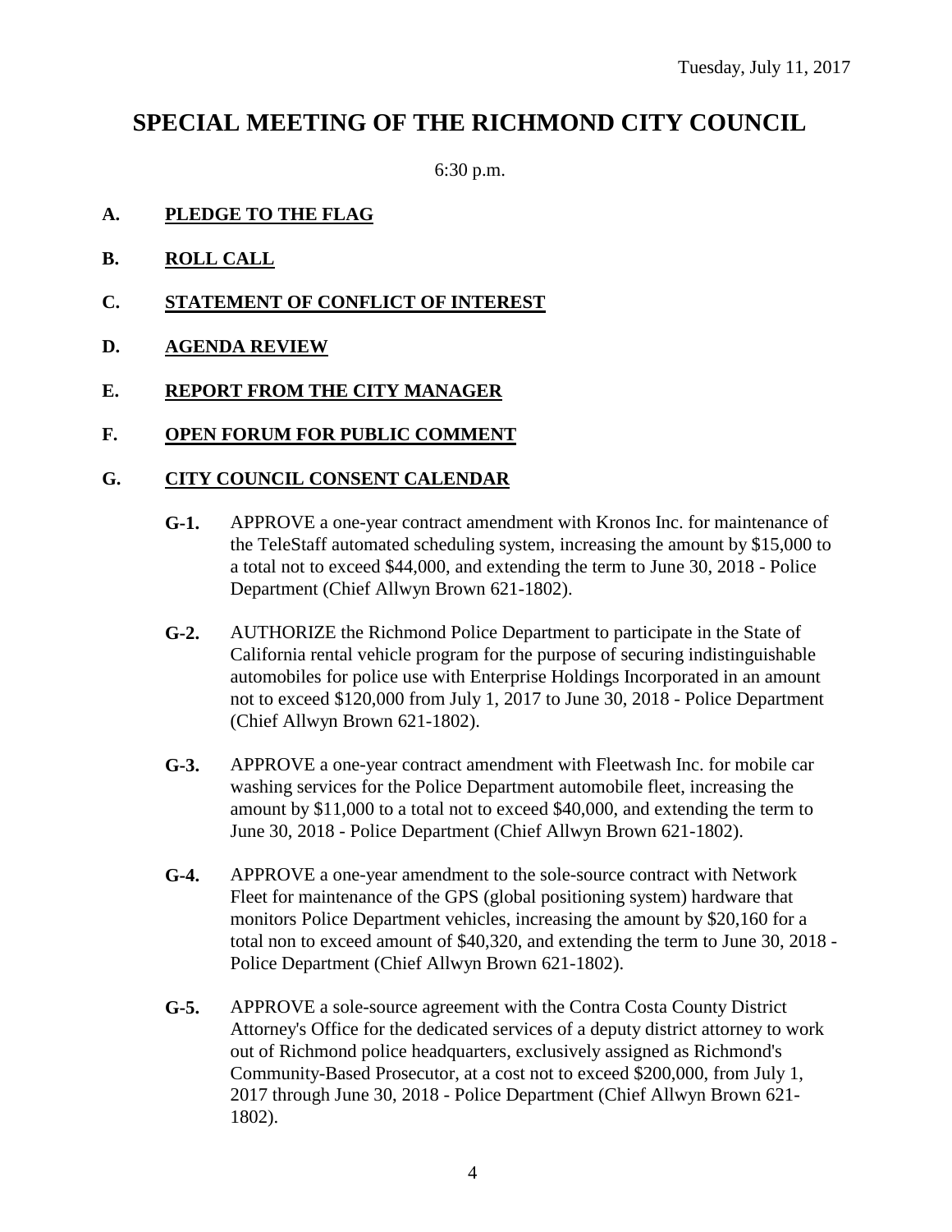Tuesday, July 11, 2017

# SPECIAL MEETING OF THE RICHMOND CITY COUNCIL

6:30 p.m.

**A. <u>PLEDGE TO THE FLAG</u>**

**B. <u>ROLL CALL</u>**

**C. <u>STATEMENT OF CONFLICT OF INTEREST</u>**

**D. <u>AGENDA REVIEW</u>**

**E. <u>REPORT FROM THE CITY MANAGER</u>**

**F. <u>OPEN FORUM FOR PUBLIC COMMENT</u>**

**G. <u>CITY COUNCIL CONSENT CALENDAR</u>**

**G-1.** APPROVE a one-year contract amendment with Kronos Inc. for maintenance of the TeleStaff automated scheduling system, increasing the amount by $15,000 to a total not to exceed $44,000, and extending the term to June 30, 2018 - Police Department (Chief Allwyn Brown 621-1802).

**G-2.** AUTHORIZE the Richmond Police Department to participate in the State of California rental vehicle program for the purpose of securing indistinguishable automobiles for police use with Enterprise Holdings Incorporated in an amount not to exceed $120,000 from July 1, 2017 to June 30, 2018 - Police Department (Chief Allwyn Brown 621-1802).

**G-3.** APPROVE a one-year contract amendment with Fleetwash Inc. for mobile car washing services for the Police Department automobile fleet, increasing the amount by $11,000 to a total not to exceed $40,000, and extending the term to June 30, 2018 - Police Department (Chief Allwyn Brown 621-1802).

**G-4.** APPROVE a one-year amendment to the sole-source contract with Network Fleet for maintenance of the GPS (global positioning system) hardware that monitors Police Department vehicles, increasing the amount by $20,160 for a total non to exceed amount of $40,320, and extending the term to June 30, 2018 - Police Department (Chief Allwyn Brown 621-1802).

**G-5.** APPROVE a sole-source agreement with the Contra Costa County District Attorney's Office for the dedicated services of a deputy district attorney to work out of Richmond police headquarters, exclusively assigned as Richmond's Community-Based Prosecutor, at a cost not to exceed $200,000, from July 1, 2017 through June 30, 2018 - Police Department (Chief Allwyn Brown 621-1802).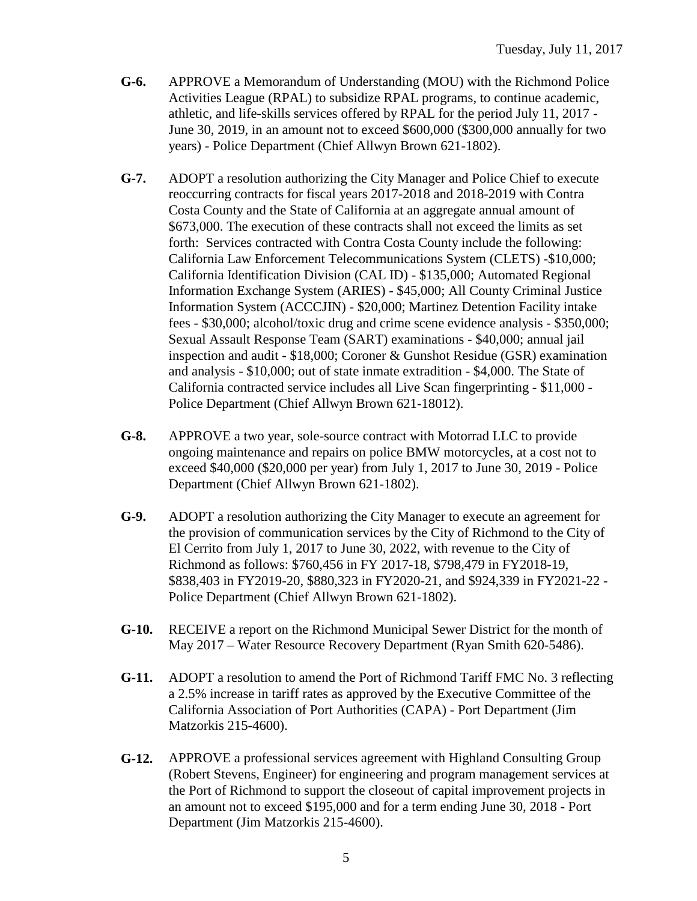**G-6.** APPROVE a Memorandum of Understanding (MOU) with the Richmond Police Activities League (RPAL) to subsidize RPAL programs, to continue academic, athletic, and life-skills services offered by RPAL for the period July 11, 2017 - June 30, 2019, in an amount not to exceed $600,000 ($300,000 annually for two years) - Police Department (Chief Allwyn Brown 621-1802).

**G-7.** ADOPT a resolution authorizing the City Manager and Police Chief to execute reoccurring contracts for fiscal years 2017-2018 and 2018-2019 with Contra Costa County and the State of California at an aggregate annual amount of $673,000. The execution of these contracts shall not exceed the limits as set forth: Services contracted with Contra Costa County include the following: California Law Enforcement Telecommunications System (CLETS) -$10,000; California Identification Division (CAL ID) - $135,000; Automated Regional Information Exchange System (ARIES) - $45,000; All County Criminal Justice Information System (ACCCJIN) - $20,000; Martinez Detention Facility intake fees - $30,000; alcohol/toxic drug and crime scene evidence analysis - $350,000; Sexual Assault Response Team (SART) examinations - $40,000; annual jail inspection and audit - $18,000; Coroner & Gunshot Residue (GSR) examination and analysis - $10,000; out of state inmate extradition - $4,000. The State of California contracted service includes all Live Scan fingerprinting - $11,000 - Police Department (Chief Allwyn Brown 621-18012).

**G-8.** APPROVE a two year, sole-source contract with Motorrad LLC to provide ongoing maintenance and repairs on police BMW motorcycles, at a cost not to exceed $40,000 ($20,000 per year) from July 1, 2017 to June 30, 2019 - Police Department (Chief Allwyn Brown 621-1802).

**G-9.** ADOPT a resolution authorizing the City Manager to execute an agreement for the provision of communication services by the City of Richmond to the City of El Cerrito from July 1, 2017 to June 30, 2022, with revenue to the City of Richmond as follows: $760,456 in FY 2017-18, $798,479 in FY2018-19, $838,403 in FY2019-20, $880,323 in FY2020-21, and $924,339 in FY2021-22 - Police Department (Chief Allwyn Brown 621-1802).

**G-10.** RECEIVE a report on the Richmond Municipal Sewer District for the month of May 2017 – Water Resource Recovery Department (Ryan Smith 620-5486).

**G-11.** ADOPT a resolution to amend the Port of Richmond Tariff FMC No. 3 reflecting a 2.5% increase in tariff rates as approved by the Executive Committee of the California Association of Port Authorities (CAPA) - Port Department (Jim Matzorkis 215-4600).

**G-12.** APPROVE a professional services agreement with Highland Consulting Group (Robert Stevens, Engineer) for engineering and program management services at the Port of Richmond to support the closeout of capital improvement projects in an amount not to exceed $195,000 and for a term ending June 30, 2018 - Port Department (Jim Matzorkis 215-4600).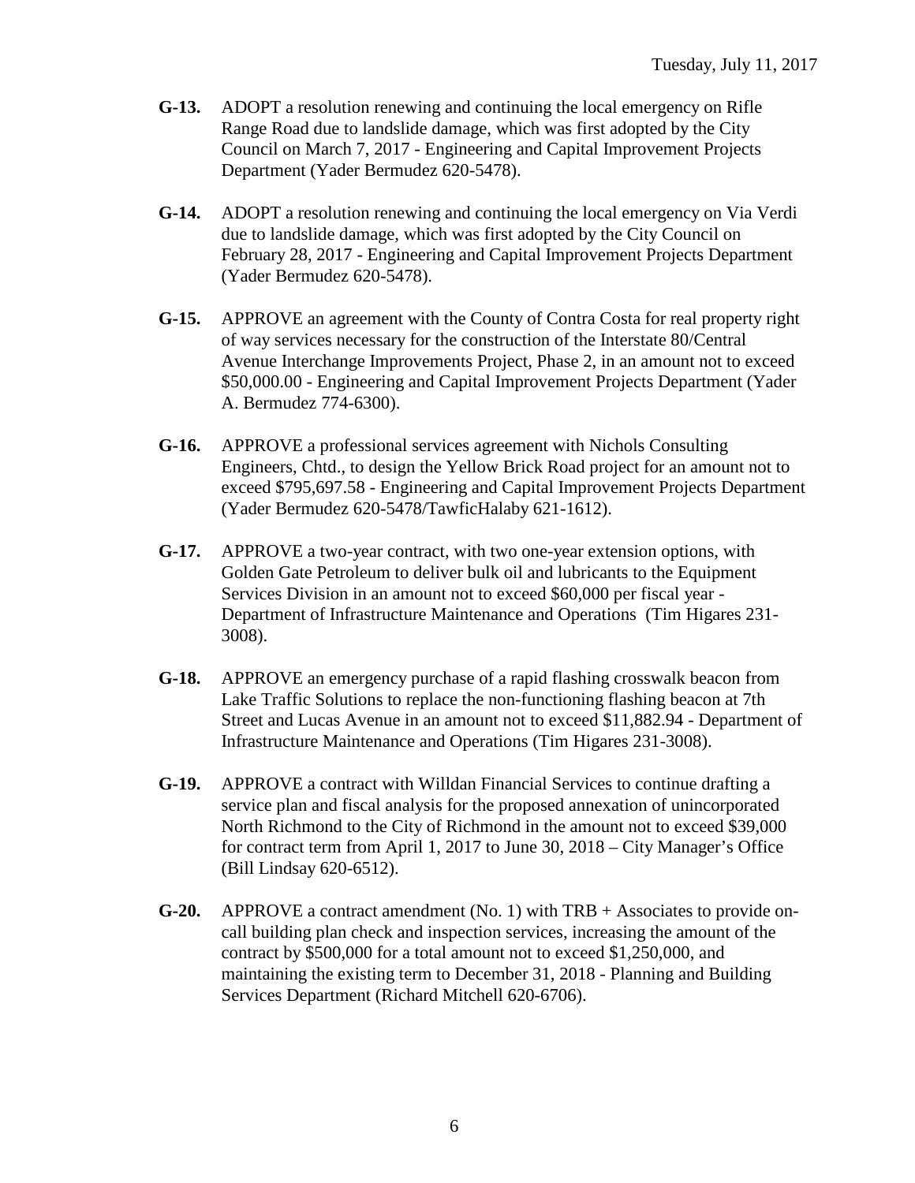**G-13.** ADOPT a resolution renewing and continuing the local emergency on Rifle Range Road due to landslide damage, which was first adopted by the City Council on March 7, 2017 - Engineering and Capital Improvement Projects Department (Yader Bermudez 620-5478).

**G-14.** ADOPT a resolution renewing and continuing the local emergency on Via Verdi due to landslide damage, which was first adopted by the City Council on February 28, 2017 - Engineering and Capital Improvement Projects Department (Yader Bermudez 620-5478).

**G-15.** APPROVE an agreement with the County of Contra Costa for real property right of way services necessary for the construction of the Interstate 80/Central Avenue Interchange Improvements Project, Phase 2, in an amount not to exceed $50,000.00 - Engineering and Capital Improvement Projects Department (Yader A. Bermudez 774-6300).

**G-16.** APPROVE a professional services agreement with Nichols Consulting Engineers, Chtd., to design the Yellow Brick Road project for an amount not to exceed $795,697.58 - Engineering and Capital Improvement Projects Department (Yader Bermudez 620-5478/TawficHalaby 621-1612).

**G-17.** APPROVE a two-year contract, with two one-year extension options, with Golden Gate Petroleum to deliver bulk oil and lubricants to the Equipment Services Division in an amount not to exceed $60,000 per fiscal year - Department of Infrastructure Maintenance and Operations (Tim Higares 231-3008).

**G-18.** APPROVE an emergency purchase of a rapid flashing crosswalk beacon from Lake Traffic Solutions to replace the non-functioning flashing beacon at 7th Street and Lucas Avenue in an amount not to exceed $11,882.94 - Department of Infrastructure Maintenance and Operations (Tim Higares 231-3008).

**G-19.** APPROVE a contract with Willdan Financial Services to continue drafting a service plan and fiscal analysis for the proposed annexation of unincorporated North Richmond to the City of Richmond in the amount not to exceed $39,000 for contract term from April 1, 2017 to June 30, 2018 – City Manager's Office (Bill Lindsay 620-6512).

**G-20.** APPROVE a contract amendment (No. 1) with TRB + Associates to provide on-call building plan check and inspection services, increasing the amount of the contract by $500,000 for a total amount not to exceed $1,250,000, and maintaining the existing term to December 31, 2018 - Planning and Building Services Department (Richard Mitchell 620-6706).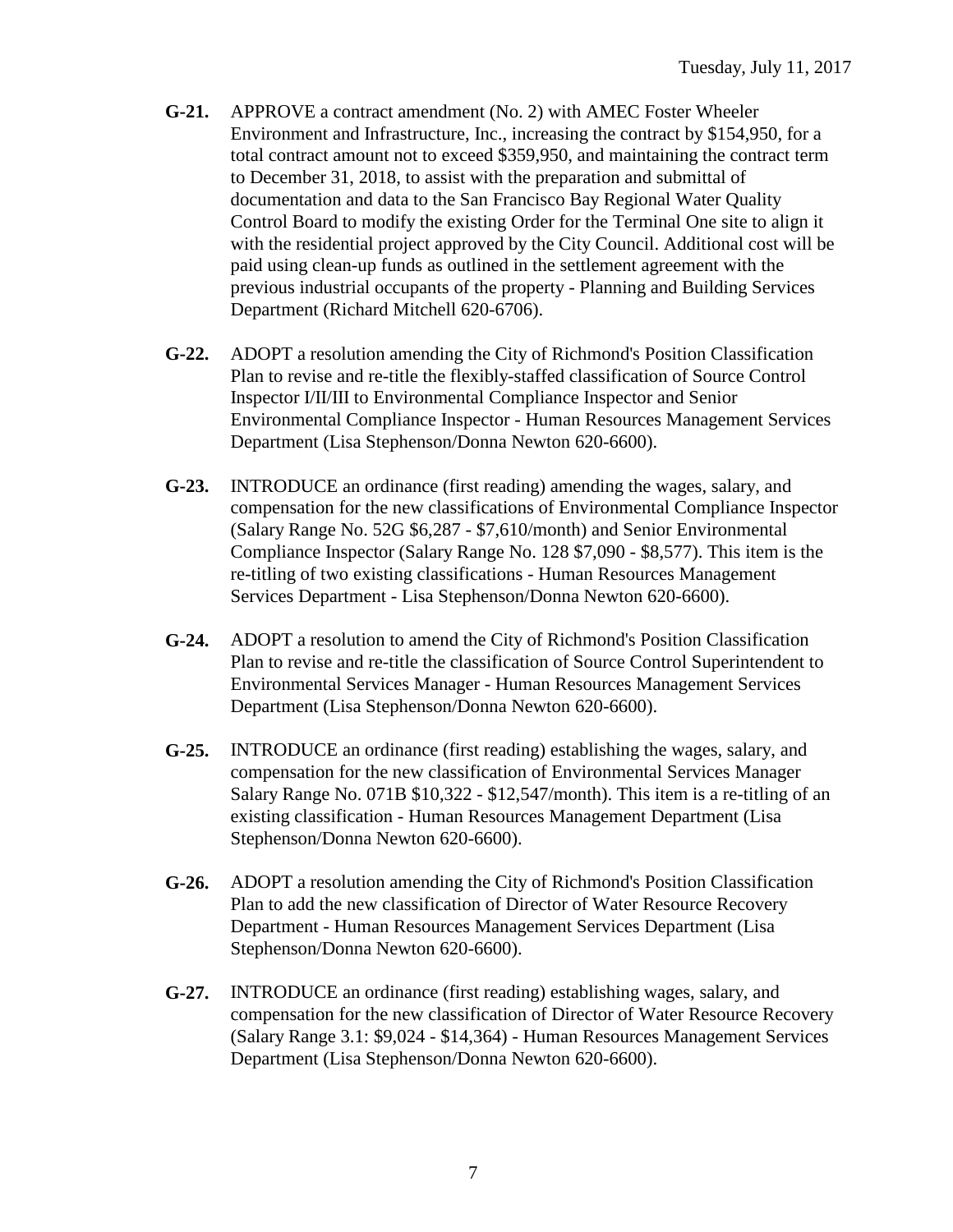**G-21.** APPROVE a contract amendment (No. 2) with AMEC Foster Wheeler Environment and Infrastructure, Inc., increasing the contract by $154,950, for a total contract amount not to exceed $359,950, and maintaining the contract term to December 31, 2018, to assist with the preparation and submittal of documentation and data to the San Francisco Bay Regional Water Quality Control Board to modify the existing Order for the Terminal One site to align it with the residential project approved by the City Council. Additional cost will be paid using clean-up funds as outlined in the settlement agreement with the previous industrial occupants of the property - Planning and Building Services Department (Richard Mitchell 620-6706).

**G-22.** ADOPT a resolution amending the City of Richmond's Position Classification Plan to revise and re-title the flexibly-staffed classification of Source Control Inspector I/II/III to Environmental Compliance Inspector and Senior Environmental Compliance Inspector - Human Resources Management Services Department (Lisa Stephenson/Donna Newton 620-6600).

**G-23.** INTRODUCE an ordinance (first reading) amending the wages, salary, and compensation for the new classifications of Environmental Compliance Inspector (Salary Range No. 52G $6,287 - $7,610/month) and Senior Environmental Compliance Inspector (Salary Range No. 128 $7,090 - $8,577). This item is the re-titling of two existing classifications - Human Resources Management Services Department - Lisa Stephenson/Donna Newton 620-6600).

**G-24.** ADOPT a resolution to amend the City of Richmond's Position Classification Plan to revise and re-title the classification of Source Control Superintendent to Environmental Services Manager - Human Resources Management Services Department (Lisa Stephenson/Donna Newton 620-6600).

**G-25.** INTRODUCE an ordinance (first reading) establishing the wages, salary, and compensation for the new classification of Environmental Services Manager Salary Range No. 071B $10,322 - $12,547/month). This item is a re-titling of an existing classification - Human Resources Management Department (Lisa Stephenson/Donna Newton 620-6600).

**G-26.** ADOPT a resolution amending the City of Richmond's Position Classification Plan to add the new classification of Director of Water Resource Recovery Department - Human Resources Management Services Department (Lisa Stephenson/Donna Newton 620-6600).

**G-27.** INTRODUCE an ordinance (first reading) establishing wages, salary, and compensation for the new classification of Director of Water Resource Recovery (Salary Range 3.1: $9,024 - $14,364) - Human Resources Management Services Department (Lisa Stephenson/Donna Newton 620-6600).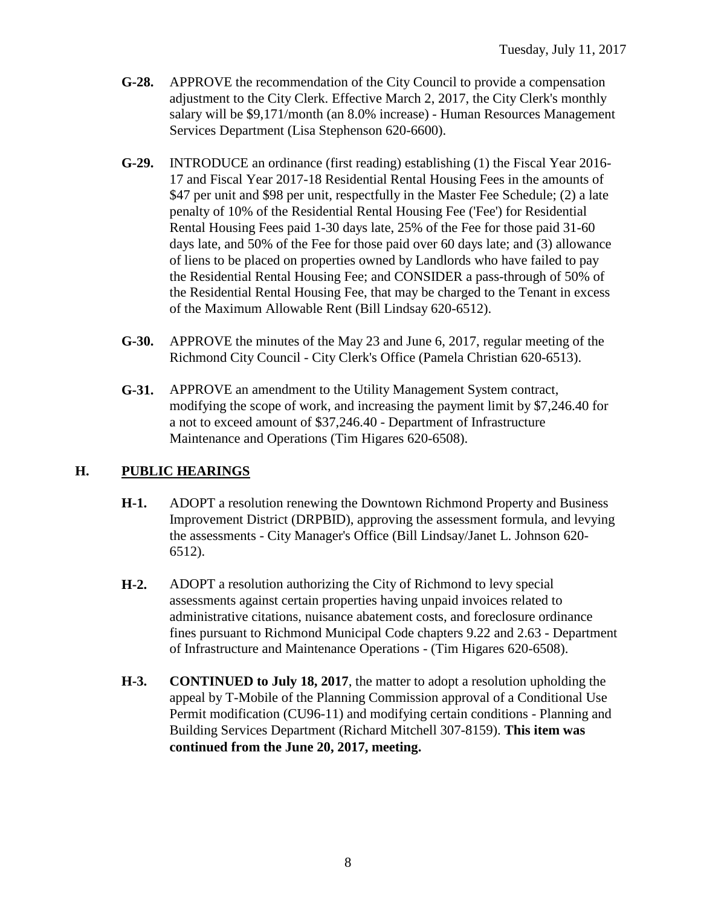- **G-28.** APPROVE the recommendation of the City Council to provide a compensation adjustment to the City Clerk. Effective March 2, 2017, the City Clerk's monthly salary will be $9,171/month (an 8.0% increase) - Human Resources Management Services Department (Lisa Stephenson 620-6600).

- **G-29.** INTRODUCE an ordinance (first reading) establishing (1) the Fiscal Year 2016-17 and Fiscal Year 2017-18 Residential Rental Housing Fees in the amounts of $47 per unit and $98 per unit, respectfully in the Master Fee Schedule; (2) a late penalty of 10% of the Residential Rental Housing Fee ('Fee') for Residential Rental Housing Fees paid 1-30 days late, 25% of the Fee for those paid 31-60 days late, and 50% of the Fee for those paid over 60 days late; and (3) allowance of liens to be placed on properties owned by Landlords who have failed to pay the Residential Rental Housing Fee; and CONSIDER a pass-through of 50% of the Residential Rental Housing Fee, that may be charged to the Tenant in excess of the Maximum Allowable Rent (Bill Lindsay 620-6512).

- **G-30.** APPROVE the minutes of the May 23 and June 6, 2017, regular meeting of the Richmond City Council - City Clerk's Office (Pamela Christian 620-6513).

- **G-31.** APPROVE an amendment to the Utility Management System contract, modifying the scope of work, and increasing the payment limit by $7,246.40 for a not to exceed amount of $37,246.40 - Department of Infrastructure Maintenance and Operations (Tim Higares 620-6508).

## H. PUBLIC HEARINGS

- **H-1.** ADOPT a resolution renewing the Downtown Richmond Property and Business Improvement District (DRPBID), approving the assessment formula, and levying the assessments - City Manager's Office (Bill Lindsay/Janet L. Johnson 620-6512).

- **H-2.** ADOPT a resolution authorizing the City of Richmond to levy special assessments against certain properties having unpaid invoices related to administrative citations, nuisance abatement costs, and foreclosure ordinance fines pursuant to Richmond Municipal Code chapters 9.22 and 2.63 - Department of Infrastructure and Maintenance Operations - (Tim Higares 620-6508).

- **H-3.** **CONTINUED to July 18, 2017**, the matter to adopt a resolution upholding the appeal by T-Mobile of the Planning Commission approval of a Conditional Use Permit modification (CU96-11) and modifying certain conditions - Planning and Building Services Department (Richard Mitchell 307-8159). **This item was continued from the June 20, 2017, meeting.**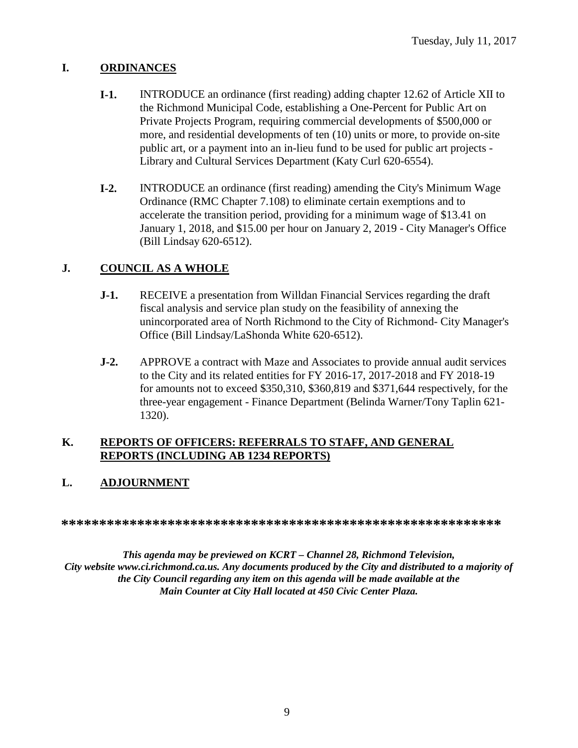Tuesday, July 11, 2017

## I. ORDINANCES

**I-1.** INTRODUCE an ordinance (first reading) adding chapter 12.62 of Article XII to the Richmond Municipal Code, establishing a One-Percent for Public Art on Private Projects Program, requiring commercial developments of $500,000 or more, and residential developments of ten (10) units or more, to provide on-site public art, or a payment into an in-lieu fund to be used for public art projects - Library and Cultural Services Department (Katy Curl 620-6554).

**I-2.** INTRODUCE an ordinance (first reading) amending the City's Minimum Wage Ordinance (RMC Chapter 7.108) to eliminate certain exemptions and to accelerate the transition period, providing for a minimum wage of $13.41 on January 1, 2018, and $15.00 per hour on January 2, 2019 - City Manager's Office (Bill Lindsay 620-6512).

## J. COUNCIL AS A WHOLE

**J-1.** RECEIVE a presentation from Willdan Financial Services regarding the draft fiscal analysis and service plan study on the feasibility of annexing the unincorporated area of North Richmond to the City of Richmond- City Manager's Office (Bill Lindsay/LaShonda White 620-6512).

**J-2.** APPROVE a contract with Maze and Associates to provide annual audit services to the City and its related entities for FY 2016-17, 2017-2018 and FY 2018-19 for amounts not to exceed $350,310, $360,819 and $371,644 respectively, for the three-year engagement - Finance Department (Belinda Warner/Tony Taplin 621-1320).

## K. REPORTS OF OFFICERS: REFERRALS TO STAFF, AND GENERAL REPORTS (INCLUDING AB 1234 REPORTS)

## L. ADJOURNMENT

**\*\*\*\*\*\*\*\*\*\*\*\*\*\*\*\*\*\*\*\*\*\*\*\*\*\*\*\*\*\*\*\*\*\*\*\*\*\*\*\*\*\*\*\*\*\*\*\*\*\*\*\*\*\*\*\*\*\*\*\***

***This agenda may be previewed on KCRT – Channel 28, Richmond Television, City website www.ci.richmond.ca.us. Any documents produced by the City and distributed to a majority of the City Council regarding any item on this agenda will be made available at the Main Counter at City Hall located at 450 Civic Center Plaza.***